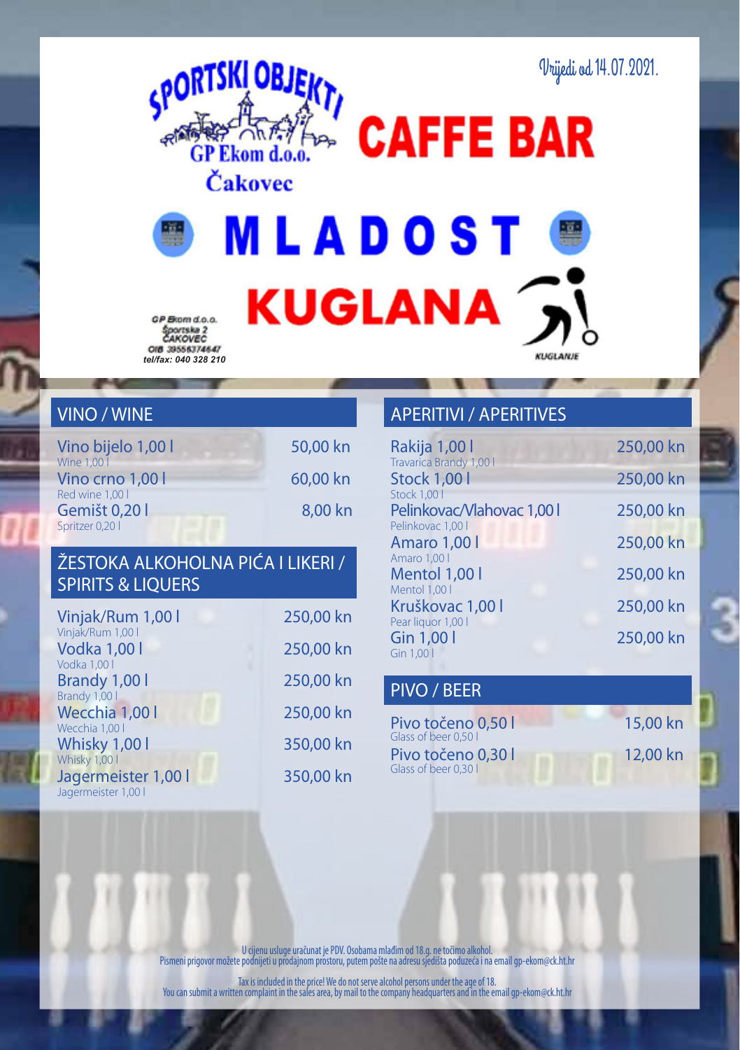SPORTSKI OBJEKTI
GP Ekom d.o.o.
Čakovec

Vrijedi od 14.07.2021.

# CAFFE BAR

# MLADOST

# KUGLANA

KUGLANJE

GP Ekom d.o.o.
Sportska 2
ČAKOVEC
OIB 39556374647
*tel/fax: 040 328 210*

## VINO / WINE

| | |
|---|---|
| Vino bijelo 1,00 l<br>Wine 1,00 l | 50,00 kn |
| Vino crno 1,00 l<br>Red wine 1,00 l | 60,00 kn |
| Gemišt 0,20 l<br>Spritzer 0,20 l | 8,00 kn |

## ŽESTOKA ALKOHOLNA PIĆA I LIKERI / SPIRITS & LIQUERS

| | |
|---|---|
| Vinjak/Rum 1,00 l<br>Vinjak/Rum 1,00 l | 250,00 kn |
| Vodka 1,00 l<br>Vodka 1,00 l | 250,00 kn |
| Brandy 1,00 l<br>Brandy 1,00 l | 250,00 kn |
| Wecchia 1,00 l<br>Wecchia 1,00 l | 250,00 kn |
| Whisky 1,00 l<br>Whisky 1,00 l | 350,00 kn |
| Jagermeister 1,00 l<br>Jagermeister 1,00 l | 350,00 kn |

## APERITIVI / APERITIVES

| | |
|---|---|
| Rakija 1,00 l<br>Travarica Brandy 1,00 l | 250,00 kn |
| Stock 1,00 l<br>Stock 1,00 l | 250,00 kn |
| Pelinkovac/Vlahovac 1,00 l<br>Pelinkovac 1,00 l | 250,00 kn |
| Amaro 1,00 l<br>Amaro 1,00 l | 250,00 kn |
| Mentol 1,00 l<br>Mentol 1,00 l | 250,00 kn |
| Kruškovac 1,00 l<br>Pear liquor 1,00 l | 250,00 kn |
| Gin 1,00 l<br>Gin 1,00 l | 250,00 kn |

## PIVO / BEER

| | |
|---|---|
| Pivo točeno 0,50 l<br>Glass of beer 0,50 l | 15,00 kn |
| Pivo točeno 0,30 l<br>Glass of beer 0,30 l | 12,00 kn |

U cijenu usluge uračunat je PDV. Osobama mlađim od 18.g. ne točimo alkohol.
Pismeni prigovor možete podnijeti u prodajnom prostoru, putem pošte na adresu sjedišta poduzeća i na email gp-ekom@ck.ht.hr

Tax is included in the price! We do not serve alcohol persons under the age of 18.
You can submit a written complaint in the sales area, by mail to the company headquarters and in the email gp-ekom@ck.ht.hr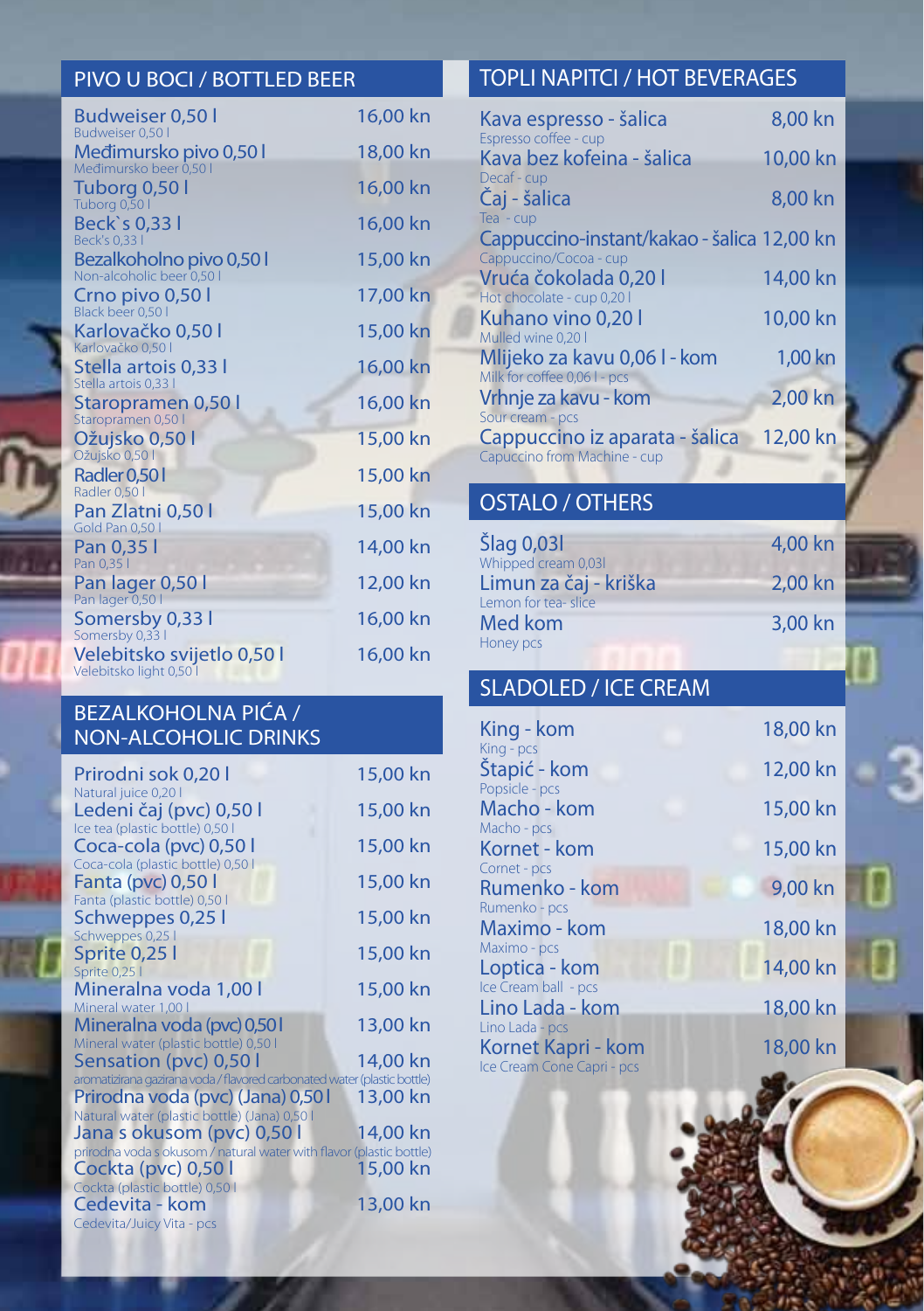## PIVO U BOCI / BOTTLED BEER

| | |
|---|---|
| Budweiser 0,50 l<br>Budweiser 0,50 l | 16,00 kn |
| Međimursko pivo 0,50 l<br>Međimursko beer 0,50 l | 18,00 kn |
| Tuborg 0,50 l<br>Tuborg 0,50 l | 16,00 kn |
| Beck`s 0,33 l<br>Beck's 0,33 l | 16,00 kn |
| Bezalkoholno pivo 0,50 l<br>Non-alcoholic beer 0,50 l | 15,00 kn |
| Crno pivo 0,50 l<br>Black beer 0,50 l | 17,00 kn |
| Karlovačko 0,50 l<br>Karlovačko 0,50 l | 15,00 kn |
| Stella artois 0,33 l<br>Stella artois 0,33 l | 16,00 kn |
| Staropramen 0,50 l<br>Staropramen 0,50 l | 16,00 kn |
| Ožujsko 0,50 l<br>Ožujsko 0,50 l | 15,00 kn |
| Radler 0,50 l<br>Radler 0,50 l | 15,00 kn |
| Pan Zlatni 0,50 l<br>Gold Pan 0,50 l | 15,00 kn |
| Pan 0,35 l<br>Pan 0,35 l | 14,00 kn |
| Pan lager 0,50 l<br>Pan lager 0,50 l | 12,00 kn |
| Somersby 0,33 l<br>Somersby 0,33 l | 16,00 kn |
| Velebitsko svijetlo 0,50 l<br>Velebitsko light 0,50 l | 16,00 kn |

## BEZALKOHOLNA PIĆA / NON-ALCOHOLIC DRINKS

| | |
|---|---|
| Prirodni sok 0,20 l<br>Natural juice 0,20 l | 15,00 kn |
| Ledeni čaj (pvc) 0,50 l<br>Ice tea (plastic bottle) 0,50 l | 15,00 kn |
| Coca-cola (pvc) 0,50 l<br>Coca-cola (plastic bottle) 0,50 l | 15,00 kn |
| Fanta (pvc) 0,50 l<br>Fanta (plastic bottle) 0,50 l | 15,00 kn |
| Schweppes 0,25 l<br>Schweppes 0,25 l | 15,00 kn |
| Sprite 0,25 l<br>Sprite 0,25 l | 15,00 kn |
| Mineralna voda 1,00 l<br>Mineral water 1,00 l | 15,00 kn |
| Mineralna voda (pvc) 0,50 l<br>Mineral water (plastic bottle) 0,50 l | 13,00 kn |
| Sensation (pvc) 0,50 l<br>aromatizirana gazirana voda / flavored carbonated water (plastic bottle) | 14,00 kn |
| Prirodna voda (pvc) (Jana) 0,50 l<br>Natural water (plastic bottle) (Jana) 0,50 l | 13,00 kn |
| Jana s okusom (pvc) 0,50 l<br>prirodna voda s okusom / natural water with flavor (plastic bottle) | 14,00 kn |
| Cockta (pvc) 0,50 l<br>Cockta (plastic bottle) 0,50 l | 15,00 kn |
| Cedevita - kom<br>Cedevita/Juicy Vita - pcs | 13,00 kn |

## TOPLI NAPITCI / HOT BEVERAGES

| | |
|---|---|
| Kava espresso - šalica<br>Espresso coffee - cup | 8,00 kn |
| Kava bez kofeina - šalica<br>Decaf - cup | 10,00 kn |
| Čaj - šalica<br>Tea - cup | 8,00 kn |
| Cappuccino-instant/kakao - šalica<br>Cappuccino/Cocoa - cup | 12,00 kn |
| Vruća čokolada 0,20 l<br>Hot chocolate - cup 0,20 l | 14,00 kn |
| Kuhano vino 0,20 l<br>Mulled wine 0,20 l | 10,00 kn |
| Mlijeko za kavu 0,06 l - kom<br>Milk for coffee 0,06 l - pcs | 1,00 kn |
| Vrhnje za kavu - kom<br>Sour cream - pcs | 2,00 kn |
| Cappuccino iz aparata - šalica<br>Capuccino from Machine - cup | 12,00 kn |

## OSTALO / OTHERS

| | |
|---|---|
| Šlag 0,03l<br>Whipped cream 0,03l | 4,00 kn |
| Limun za čaj - kriška<br>Lemon for tea- slice | 2,00 kn |
| Med kom<br>Honey pcs | 3,00 kn |

## SLADOLED / ICE CREAM

| | |
|---|---|
| King - kom<br>King - pcs | 18,00 kn |
| Štapić - kom<br>Popsicle - pcs | 12,00 kn |
| Macho - kom<br>Macho - pcs | 15,00 kn |
| Kornet - kom<br>Cornet - pcs | 15,00 kn |
| Rumenko - kom<br>Rumenko - pcs | 9,00 kn |
| Maximo - kom<br>Maximo - pcs | 18,00 kn |
| Loptica - kom<br>Ice Cream ball - pcs | 14,00 kn |
| Lino Lada - kom<br>Lino Lada - pcs | 18,00 kn |
| Kornet Kapri - kom<br>Ice Cream Cone Capri - pcs | 18,00 kn |